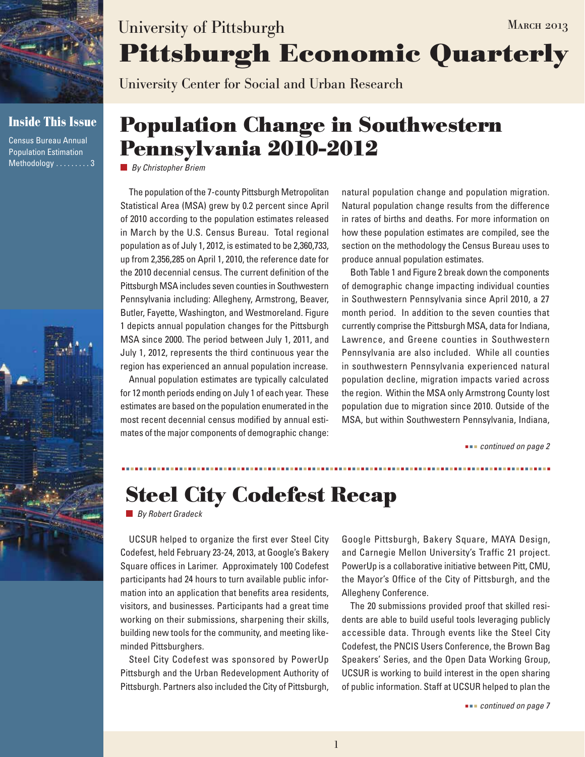University of Pittsburgh

# Pittsburgh Economic Quarterly

March 2013

University Center for Social and Urban Research

**Inside This Issue**

Census Bureau Annual Population Estimation Methodology . . . . . . . . . 3

## Population Change in Southwestern Pennsylvania 2010-2012

*By Christopher Briem*

The population of the 7-county Pittsburgh Metropolitan Statistical Area (MSA) grew by 0.2 percent since April of 2010 according to the population estimates released in March by the U.S. Census Bureau. Total regional population as of July 1, 2012, is estimated to be 2,360,733, up from 2,356,285 on April 1, 2010, the reference date for the 2010 decennial census. The current definition of the Pittsburgh MSA includes seven counties in Southwestern Pennsylvania including: Allegheny, Armstrong, Beaver, Butler, Fayette, Washington, and Westmoreland. Figure 1 depicts annual population changes for the Pittsburgh MSA since 2000. The period between July 1, 2011, and July 1, 2012, represents the third continuous year the region has experienced an annual population increase.

Annual population estimates are typically calculated for 12 month periods ending on July 1 of each year. These estimates are based on the population enumerated in the most recent decennial census modified by annual estimates of the major components of demographic change: natural population change and population migration. Natural population change results from the difference in rates of births and deaths. For more information on how these population estimates are compiled, see the section on the methodology the Census Bureau uses to produce annual population estimates.

Both Table 1 and Figure 2 break down the components of demographic change impacting individual counties in Southwestern Pennsylvania since April 2010, a 27 month period. In addition to the seven counties that currently comprise the Pittsburgh MSA, data for Indiana, Lawrence, and Greene counties in Southwestern Pennsylvania are also included. While all counties in southwestern Pennsylvania experienced natural population decline, migration impacts varied across the region. Within the MSA only Armstrong County lost population due to migration since 2010. Outside of the MSA, but within Southwestern Pennsylvania, Indiana,

*continued on page 2*

## Steel City Codefest Recap

*By Robert Gradeck*

UCSUR helped to organize the first ever Steel City Codefest, held February 23-24, 2013, at Google's Bakery Square offices in Larimer. Approximately 100 Codefest participants had 24 hours to turn available public information into an application that benefits area residents, visitors, and businesses. Participants had a great time working on their submissions, sharpening their skills, building new tools for the community, and meeting like-minded Pittsburghers.

Steel City Codefest was sponsored by PowerUp Pittsburgh and the Urban Redevelopment Authority of Pittsburgh. Partners also included the City of Pittsburgh, Google Pittsburgh, Bakery Square, MAYA Design, and Carnegie Mellon University's Traffic 21 project. PowerUp is a collaborative initiative between Pitt, CMU, the Mayor's Office of the City of Pittsburgh, and the Allegheny Conference.

The 20 submissions provided proof that skilled residents are able to build useful tools leveraging publicly accessible data. Through events like the Steel City Codefest, the PNCIS Users Conference, the Brown Bag Speakers' Series, and the Open Data Working Group, UCSUR is working to build interest in the open sharing of public information. Staff at UCSUR helped to plan the

*continued on page 7*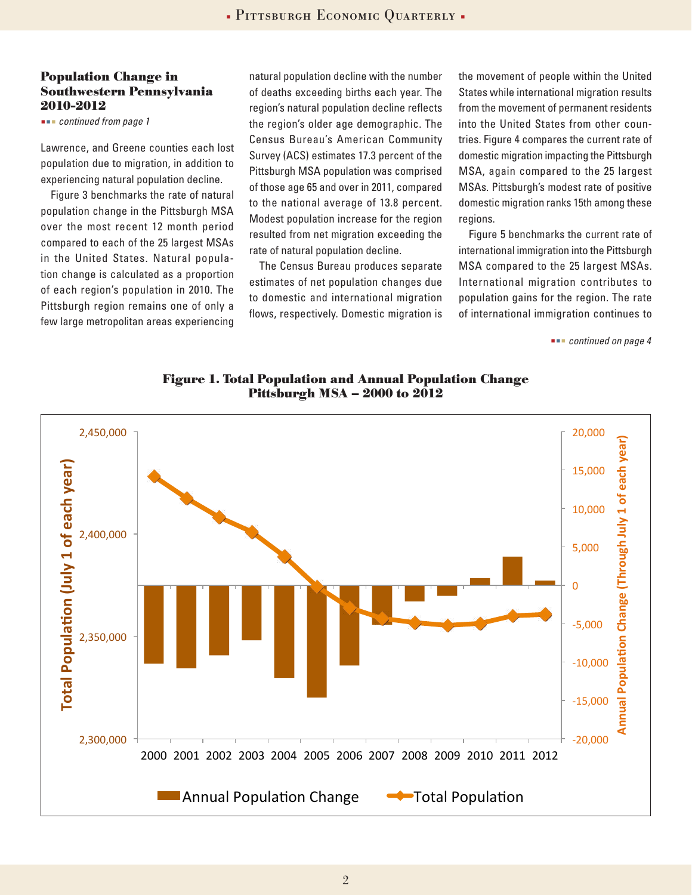### Population Change in Southwestern Pennsylvania 2010-2012

*continued from page 1*

Lawrence, and Greene counties each lost population due to migration, in addition to experiencing natural population decline.

Figure 3 benchmarks the rate of natural population change in the Pittsburgh MSA over the most recent 12 month period compared to each of the 25 largest MSAs in the United States. Natural population change is calculated as a proportion of each region's population in 2010. The Pittsburgh region remains one of only a few large metropolitan areas experiencing natural population decline with the number of deaths exceeding births each year. The region's natural population decline reflects the region's older age demographic. The Census Bureau's American Community Survey (ACS) estimates 17.3 percent of the Pittsburgh MSA population was comprised of those age 65 and over in 2011, compared to the national average of 13.8 percent. Modest population increase for the region resulted from net migration exceeding the rate of natural population decline.

The Census Bureau produces separate estimates of net population changes due to domestic and international migration flows, respectively. Domestic migration is the movement of people within the United States while international migration results from the movement of permanent residents into the United States from other countries. Figure 4 compares the current rate of domestic migration impacting the Pittsburgh MSA, again compared to the 25 largest MSAs. Pittsburgh's modest rate of positive domestic migration ranks 15th among these regions.

Figure 5 benchmarks the current rate of international immigration into the Pittsburgh MSA compared to the 25 largest MSAs. International migration contributes to population gains for the region. The rate of international immigration continues to

*continued on page 4*

**Figure 1. Total Population and Annual Population Change Pittsburgh MSA – 2000 to 2012**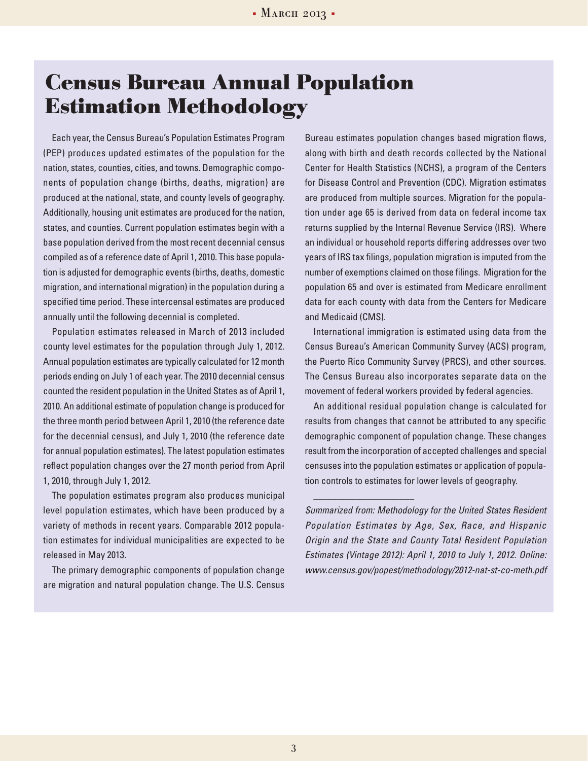# Census Bureau Annual Population Estimation Methodology

Each year, the Census Bureau's Population Estimates Program (PEP) produces updated estimates of the population for the nation, states, counties, cities, and towns. Demographic components of population change (births, deaths, migration) are produced at the national, state, and county levels of geography. Additionally, housing unit estimates are produced for the nation, states, and counties. Current population estimates begin with a base population derived from the most recent decennial census compiled as of a reference date of April 1, 2010. This base population is adjusted for demographic events (births, deaths, domestic migration, and international migration) in the population during a specified time period. These intercensal estimates are produced annually until the following decennial is completed.

Population estimates released in March of 2013 included county level estimates for the population through July 1, 2012. Annual population estimates are typically calculated for 12 month periods ending on July 1 of each year. The 2010 decennial census counted the resident population in the United States as of April 1, 2010. An additional estimate of population change is produced for the three month period between April 1, 2010 (the reference date for the decennial census), and July 1, 2010 (the reference date for annual population estimates). The latest population estimates reflect population changes over the 27 month period from April 1, 2010, through July 1, 2012.

The population estimates program also produces municipal level population estimates, which have been produced by a variety of methods in recent years. Comparable 2012 population estimates for individual municipalities are expected to be released in May 2013.

The primary demographic components of population change are migration and natural population change. The U.S. Census Bureau estimates population changes based migration flows, along with birth and death records collected by the National Center for Health Statistics (NCHS), a program of the Centers for Disease Control and Prevention (CDC). Migration estimates are produced from multiple sources. Migration for the population under age 65 is derived from data on federal income tax returns supplied by the Internal Revenue Service (IRS). Where an individual or household reports differing addresses over two years of IRS tax filings, population migration is imputed from the number of exemptions claimed on those filings. Migration for the population 65 and over is estimated from Medicare enrollment data for each county with data from the Centers for Medicare and Medicaid (CMS).

International immigration is estimated using data from the Census Bureau's American Community Survey (ACS) program, the Puerto Rico Community Survey (PRCS), and other sources. The Census Bureau also incorporates separate data on the movement of federal workers provided by federal agencies.

An additional residual population change is calculated for results from changes that cannot be attributed to any specific demographic component of population change. These changes result from the incorporation of accepted challenges and special censuses into the population estimates or application of population controls to estimates for lower levels of geography.

---

*Summarized from: Methodology for the United States Resident Population Estimates by Age, Sex, Race, and Hispanic Origin and the State and County Total Resident Population Estimates (Vintage 2012): April 1, 2010 to July 1, 2012. Online: www.census.gov/popest/methodology/2012-nat-st-co-meth.pdf*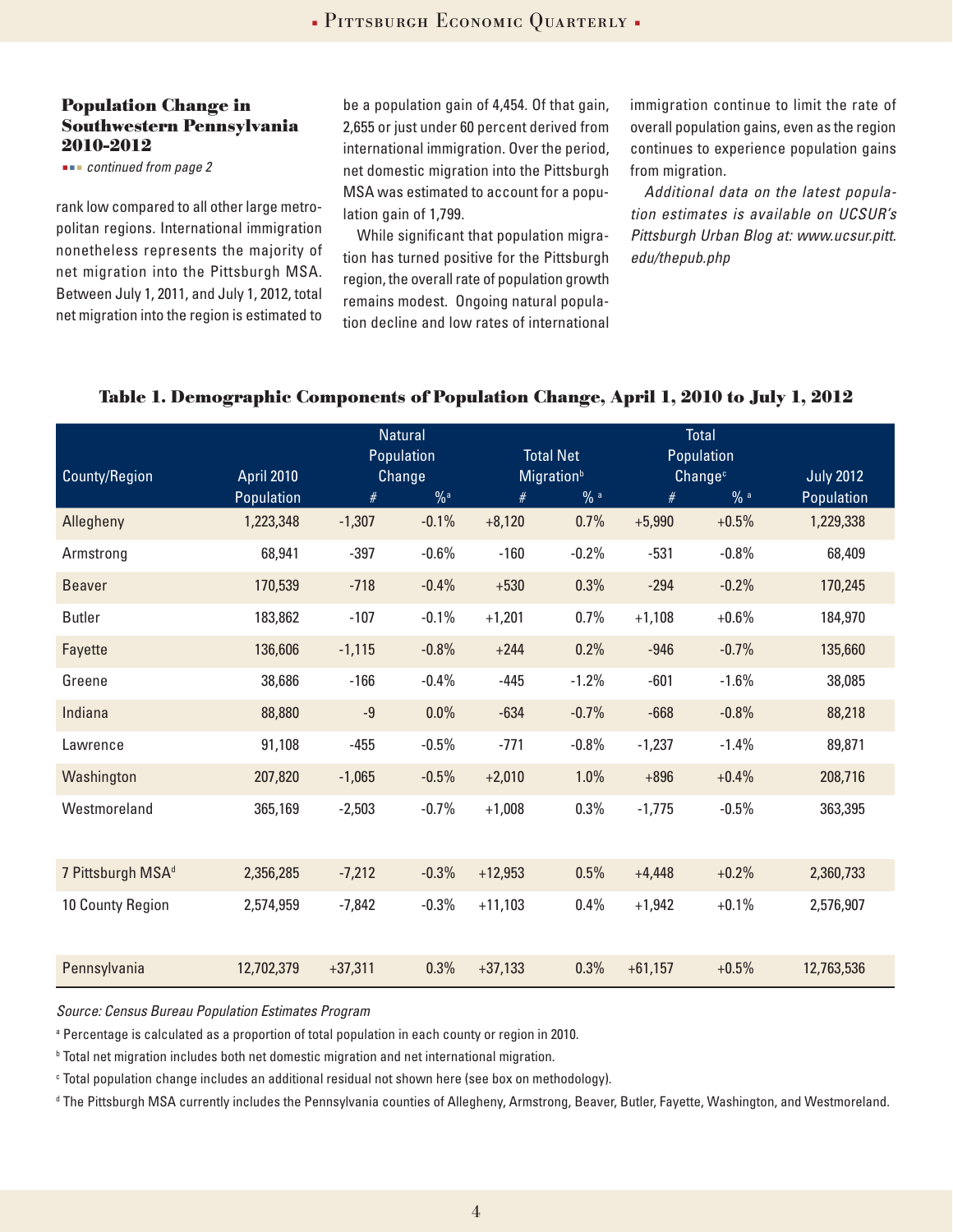## Population Change in Southwestern Pennsylvania 2010-2012

*continued from page 2*

rank low compared to all other large metropolitan regions. International immigration nonetheless represents the majority of net migration into the Pittsburgh MSA. Between July 1, 2011, and July 1, 2012, total net migration into the region is estimated to be a population gain of 4,454. Of that gain, 2,655 or just under 60 percent derived from international immigration. Over the period, net domestic migration into the Pittsburgh MSA was estimated to account for a population gain of 1,799.

While significant that population migration has turned positive for the Pittsburgh region, the overall rate of population growth remains modest. Ongoing natural population decline and low rates of international immigration continue to limit the rate of overall population gains, even as the region continues to experience population gains from migration.

*Additional data on the latest population estimates is available on UCSUR's Pittsburgh Urban Blog at: www.ucsur.pitt.edu/thepub.php*

### Table 1. Demographic Components of Population Change, April 1, 2010 to July 1, 2012

| County/Region | April 2010 Population | Natural Population Change | | Total Net Migration[b] | | Total Population Change[c] | | July 2012 Population |
|---|---|---|---|---|---|---|---|---|
| | | # | %[a] | # | %[a] | # | %[a] | |
| Allegheny | 1,223,348 | -1,307 | -0.1% | +8,120 | 0.7% | +5,990 | +0.5% | 1,229,338 |
| Armstrong | 68,941 | -397 | -0.6% | -160 | -0.2% | -531 | -0.8% | 68,409 |
| Beaver | 170,539 | -718 | -0.4% | +530 | 0.3% | -294 | -0.2% | 170,245 |
| Butler | 183,862 | -107 | -0.1% | +1,201 | 0.7% | +1,108 | +0.6% | 184,970 |
| Fayette | 136,606 | -1,115 | -0.8% | +244 | 0.2% | -946 | -0.7% | 135,660 |
| Greene | 38,686 | -166 | -0.4% | -445 | -1.2% | -601 | -1.6% | 38,085 |
| Indiana | 88,880 | -9 | 0.0% | -634 | -0.7% | -668 | -0.8% | 88,218 |
| Lawrence | 91,108 | -455 | -0.5% | -771 | -0.8% | -1,237 | -1.4% | 89,871 |
| Washington | 207,820 | -1,065 | -0.5% | +2,010 | 1.0% | +896 | +0.4% | 208,716 |
| Westmoreland | 365,169 | -2,503 | -0.7% | +1,008 | 0.3% | -1,775 | -0.5% | 363,395 |
| 7 Pittsburgh MSA[d] | 2,356,285 | -7,212 | -0.3% | +12,953 | 0.5% | +4,448 | +0.2% | 2,360,733 |
| 10 County Region | 2,574,959 | -7,842 | -0.3% | +11,103 | 0.4% | +1,942 | +0.1% | 2,576,907 |
| Pennsylvania | 12,702,379 | +37,311 | 0.3% | +37,133 | 0.3% | +61,157 | +0.5% | 12,763,536 |

*Source: Census Bureau Population Estimates Program*

[a] Percentage is calculated as a proportion of total population in each county or region in 2010.

[b] Total net migration includes both net domestic migration and net international migration.

[c] Total population change includes an additional residual not shown here (see box on methodology).

[d] The Pittsburgh MSA currently includes the Pennsylvania counties of Allegheny, Armstrong, Beaver, Butler, Fayette, Washington, and Westmoreland.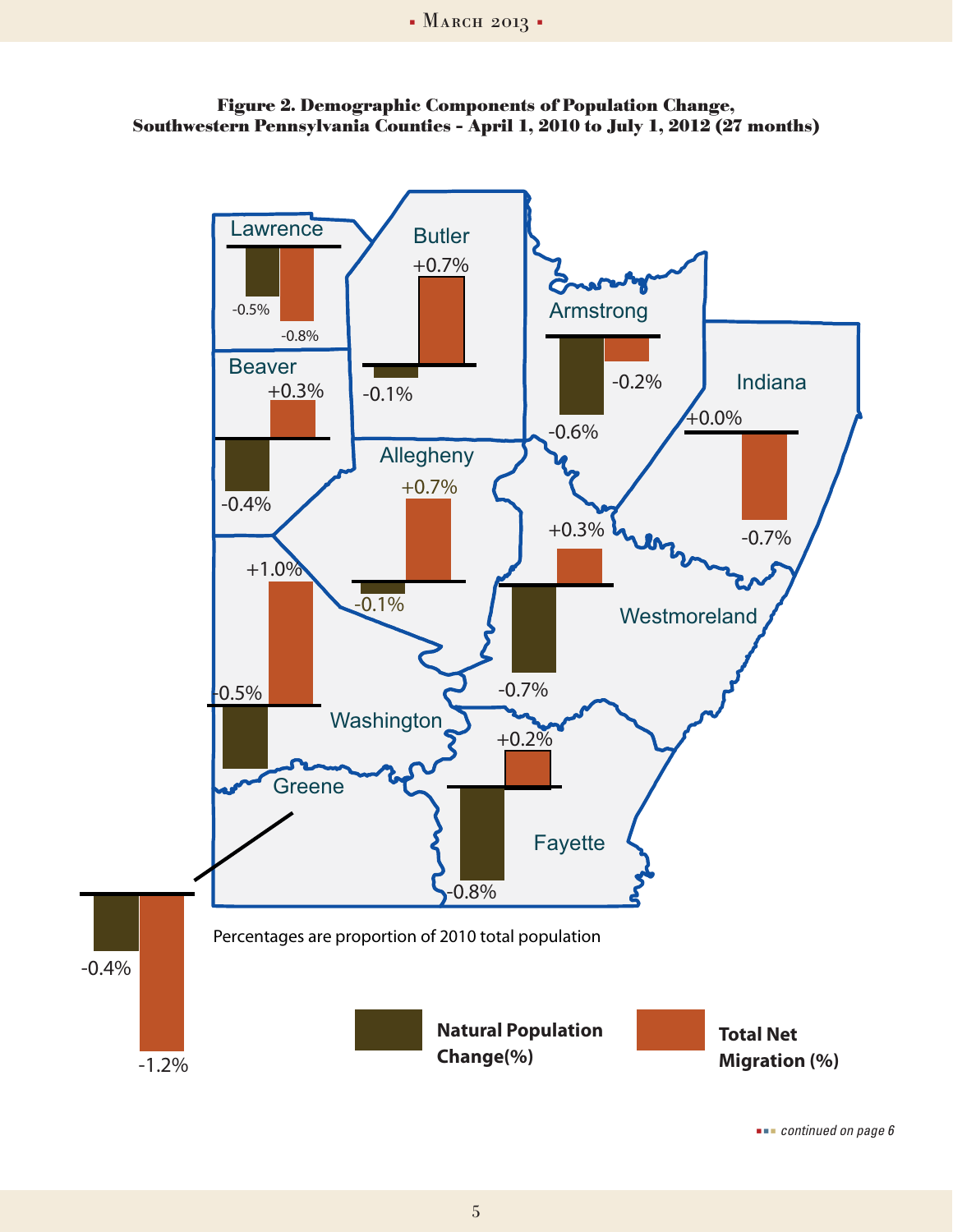**Figure 2. Demographic Components of Population Change, Southwestern Pennsylvania Counties - April 1, 2010 to July 1, 2012 (27 months)**

| County | Natural Population Change(%) | Total Net Migration (%) |
| --- | --- | --- |
| Lawrence | -0.5% | -0.8% |
| Butler | -0.1% | +0.7% |
| Armstrong | -0.6% | -0.2% |
| Indiana | +0.0% | -0.7% |
| Beaver | -0.4% | +0.3% |
| Allegheny | -0.1% | +0.7% |
| Westmoreland | -0.7% | +0.3% |
| Washington | -0.5% | +1.0% |
| Greene | -0.4% | -1.2% |
| Fayette | -0.8% | +0.2% |

Percentages are proportion of 2010 total population

*continued on page 6*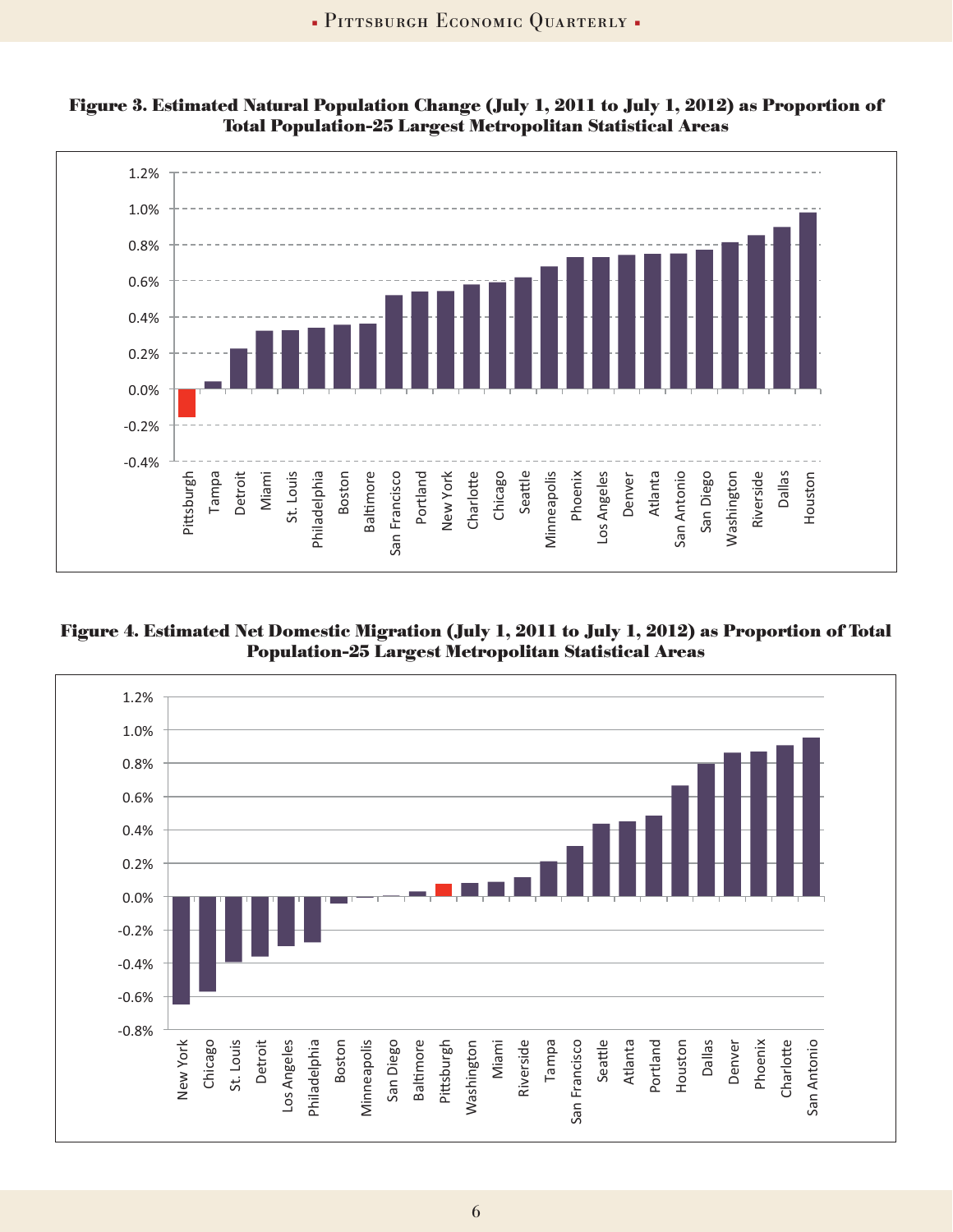**Figure 3. Estimated Natural Population Change (July 1, 2011 to July 1, 2012) as Proportion of Total Population-25 Largest Metropolitan Statistical Areas**

**Figure 4. Estimated Net Domestic Migration (July 1, 2011 to July 1, 2012) as Proportion of Total Population-25 Largest Metropolitan Statistical Areas**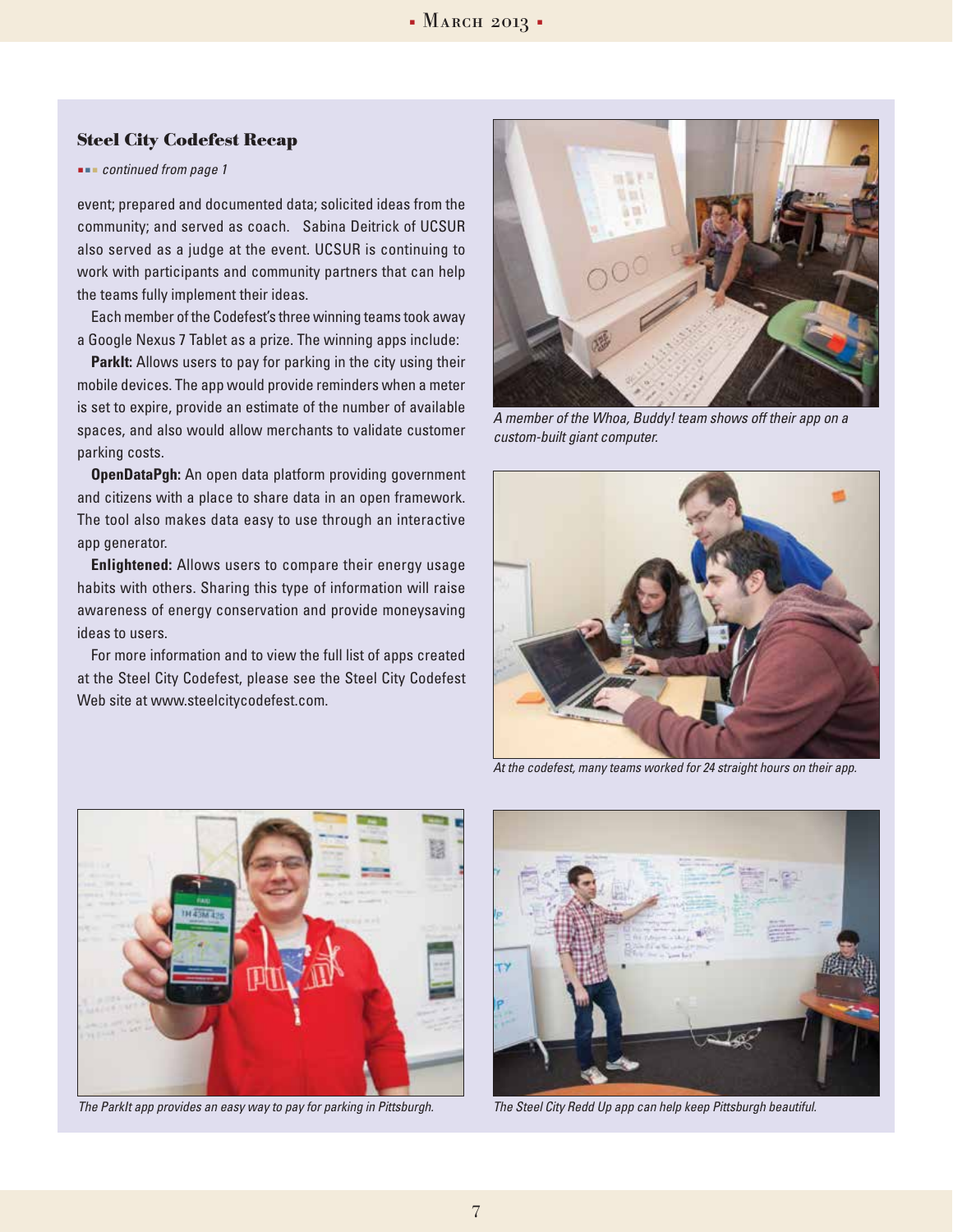### Steel City Codefest Recap

*continued from page 1*

event; prepared and documented data; solicited ideas from the community; and served as coach. Sabina Deitrick of UCSUR also served as a judge at the event. UCSUR is continuing to work with participants and community partners that can help the teams fully implement their ideas.

Each member of the Codefest's three winning teams took away a Google Nexus 7 Tablet as a prize. The winning apps include:

**ParkIt:** Allows users to pay for parking in the city using their mobile devices. The app would provide reminders when a meter is set to expire, provide an estimate of the number of available spaces, and also would allow merchants to validate customer parking costs.

**OpenDataPgh:** An open data platform providing government and citizens with a place to share data in an open framework. The tool also makes data easy to use through an interactive app generator.

**Enlightened:** Allows users to compare their energy usage habits with others. Sharing this type of information will raise awareness of energy conservation and provide moneysaving ideas to users.

For more information and to view the full list of apps created at the Steel City Codefest, please see the Steel City Codefest Web site at www.steelcitycodefest.com.

*A member of the Whoa, Buddy! team shows off their app on a custom-built giant computer.*

*At the codefest, many teams worked for 24 straight hours on their app.*

*The ParkIt app provides an easy way to pay for parking in Pittsburgh.*

*The Steel City Redd Up app can help keep Pittsburgh beautiful.*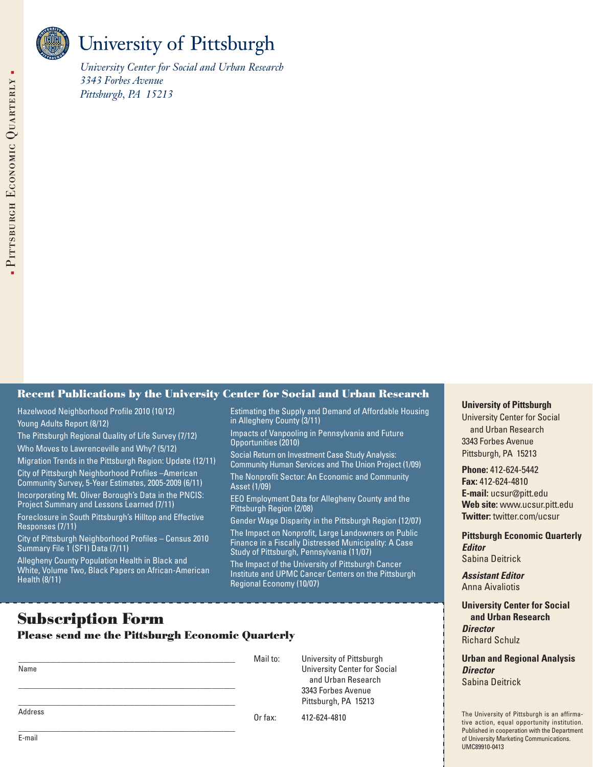University of Pittsburgh

*University Center for Social and Urban Research*
*3343 Forbes Avenue*
*Pittsburgh, PA 15213*

## Recent Publications by the University Center for Social and Urban Research

Hazelwood Neighborhood Profile 2010 (10/12)

Young Adults Report (8/12)

The Pittsburgh Regional Quality of Life Survey (7/12)

Who Moves to Lawrenceville and Why? (5/12)

Migration Trends in the Pittsburgh Region: Update (12/11)

City of Pittsburgh Neighborhood Profiles –American Community Survey, 5-Year Estimates, 2005-2009 (6/11)

Incorporating Mt. Oliver Borough's Data in the PNCIS: Project Summary and Lessons Learned (7/11)

Foreclosure in South Pittsburgh's Hilltop and Effective Responses (7/11)

City of Pittsburgh Neighborhood Profiles – Census 2010 Summary File 1 (SF1) Data (7/11)

Allegheny County Population Health in Black and White, Volume Two, Black Papers on African-American Health (8/11)

Estimating the Supply and Demand of Affordable Housing in Allegheny County (3/11)

Impacts of Vanpooling in Pennsylvania and Future Opportunities (2010)

Social Return on Investment Case Study Analysis: Community Human Services and The Union Project (1/09)

The Nonprofit Sector: An Economic and Community Asset (1/09)

EEO Employment Data for Allegheny County and the Pittsburgh Region (2/08)

Gender Wage Disparity in the Pittsburgh Region (12/07)

The Impact on Nonprofit, Large Landowners on Public Finance in a Fiscally Distressed Municipality: A Case Study of Pittsburgh, Pennsylvania (11/07)

The Impact of the University of Pittsburgh Cancer Institute and UPMC Cancer Centers on the Pittsburgh Regional Economy (10/07)

## Subscription Form

### Please send me the Pittsburgh Economic Quarterly

\_\_\_\_\_\_\_\_\_\_\_\_\_\_\_\_\_\_\_\_\_\_\_\_\_\_\_\_\_\_\_\_\_\_\_\_\_\_\_\_
Name

\_\_\_\_\_\_\_\_\_\_\_\_\_\_\_\_\_\_\_\_\_\_\_\_\_\_\_\_\_\_\_\_\_\_\_\_\_\_\_\_

\_\_\_\_\_\_\_\_\_\_\_\_\_\_\_\_\_\_\_\_\_\_\_\_\_\_\_\_\_\_\_\_\_\_\_\_\_\_\_\_
Address

\_\_\_\_\_\_\_\_\_\_\_\_\_\_\_\_\_\_\_\_\_\_\_\_\_\_\_\_\_\_\_\_\_\_\_\_\_\_\_\_
E-mail

Mail to: University of Pittsburgh
University Center for Social and Urban Research
3343 Forbes Avenue
Pittsburgh, PA 15213

Or fax: 412-624-4810

**University of Pittsburgh**
University Center for Social and Urban Research
3343 Forbes Avenue
Pittsburgh, PA 15213

**Phone:** 412-624-5442
**Fax:** 412-624-4810
**E-mail:** ucsur@pitt.edu
**Web site:** www.ucsur.pitt.edu
**Twitter:** twitter.com/ucsur

**Pittsburgh Economic Quarterly**
***Editor***
Sabina Deitrick

***Assistant Editor***
Anna Aivaliotis

**University Center for Social and Urban Research**
***Director***
Richard Schulz

**Urban and Regional Analysis**
***Director***
Sabina Deitrick

The University of Pittsburgh is an affirmative action, equal opportunity institution. Published in cooperation with the Department of University Marketing Communications. UMC89910-0413